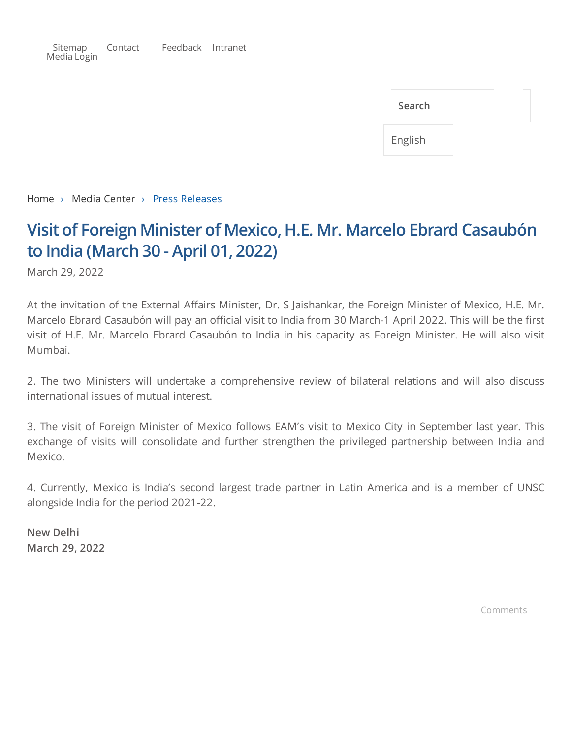Sitemap Contact Feedback Intranet
Media Login

Search

English

Home › Media Center › Press Releases

# Visit of Foreign Minister of Mexico, H.E. Mr. Marcelo Ebrard Casaubón to India (March 30 - April 01, 2022)

March 29, 2022

At the invitation of the External Affairs Minister, Dr. S Jaishankar, the Foreign Minister of Mexico, H.E. Mr. Marcelo Ebrard Casaubón will pay an official visit to India from 30 March-1 April 2022. This will be the first visit of H.E. Mr. Marcelo Ebrard Casaubón to India in his capacity as Foreign Minister. He will also visit Mumbai.

2. The two Ministers will undertake a comprehensive review of bilateral relations and will also discuss international issues of mutual interest.

3. The visit of Foreign Minister of Mexico follows EAM's visit to Mexico City in September last year. This exchange of visits will consolidate and further strengthen the privileged partnership between India and Mexico.

4. Currently, Mexico is India's second largest trade partner in Latin America and is a member of UNSC alongside India for the period 2021-22.

**New Delhi**
**March 29, 2022**

Comments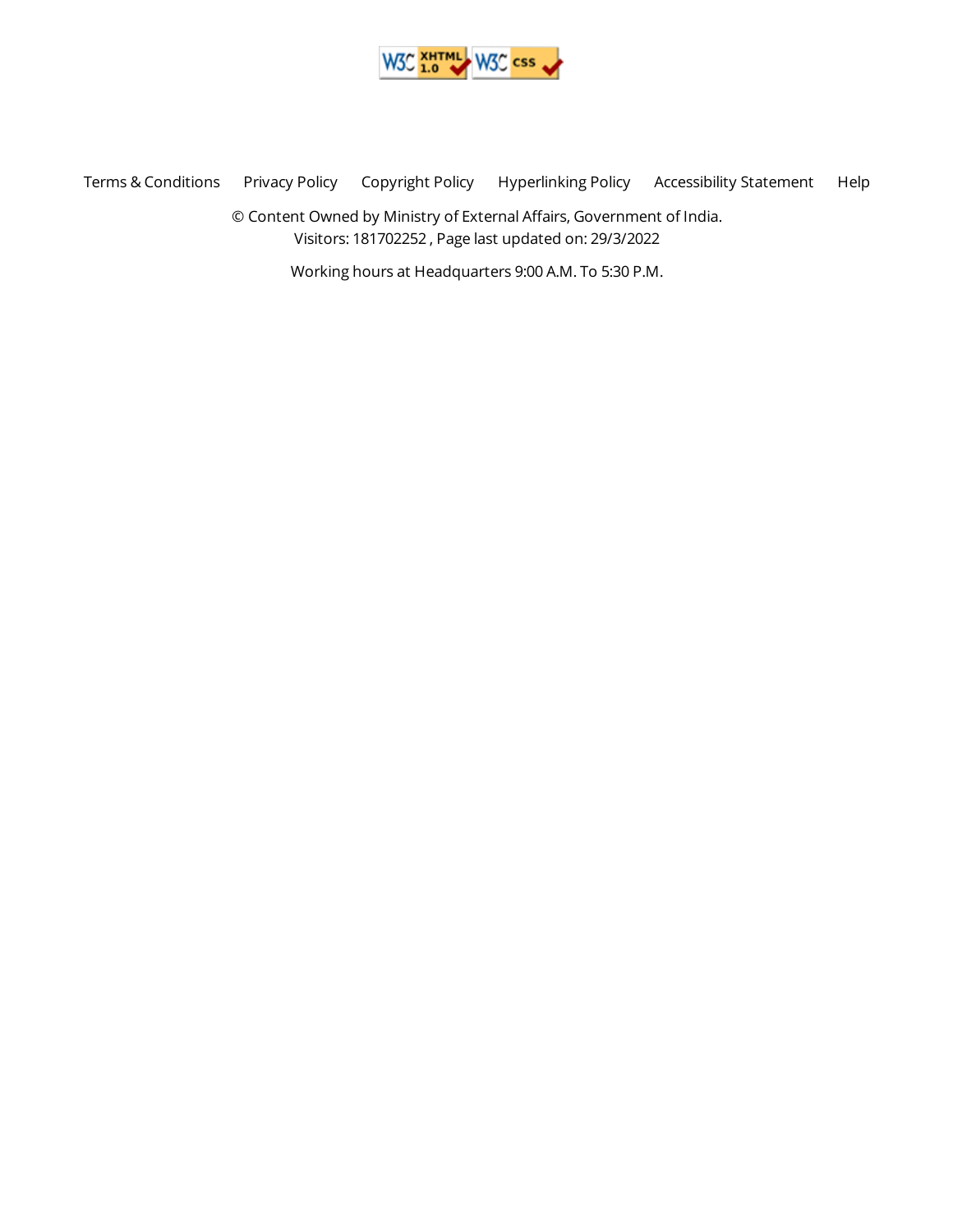Terms & Conditions    Privacy Policy    Copyright Policy    Hyperlinking Policy    Accessibility Statement    Help

© Content Owned by Ministry of External Affairs, Government of India.
Visitors: 181702252 , Page last updated on: 29/3/2022

Working hours at Headquarters 9:00 A.M. To 5:30 P.M.